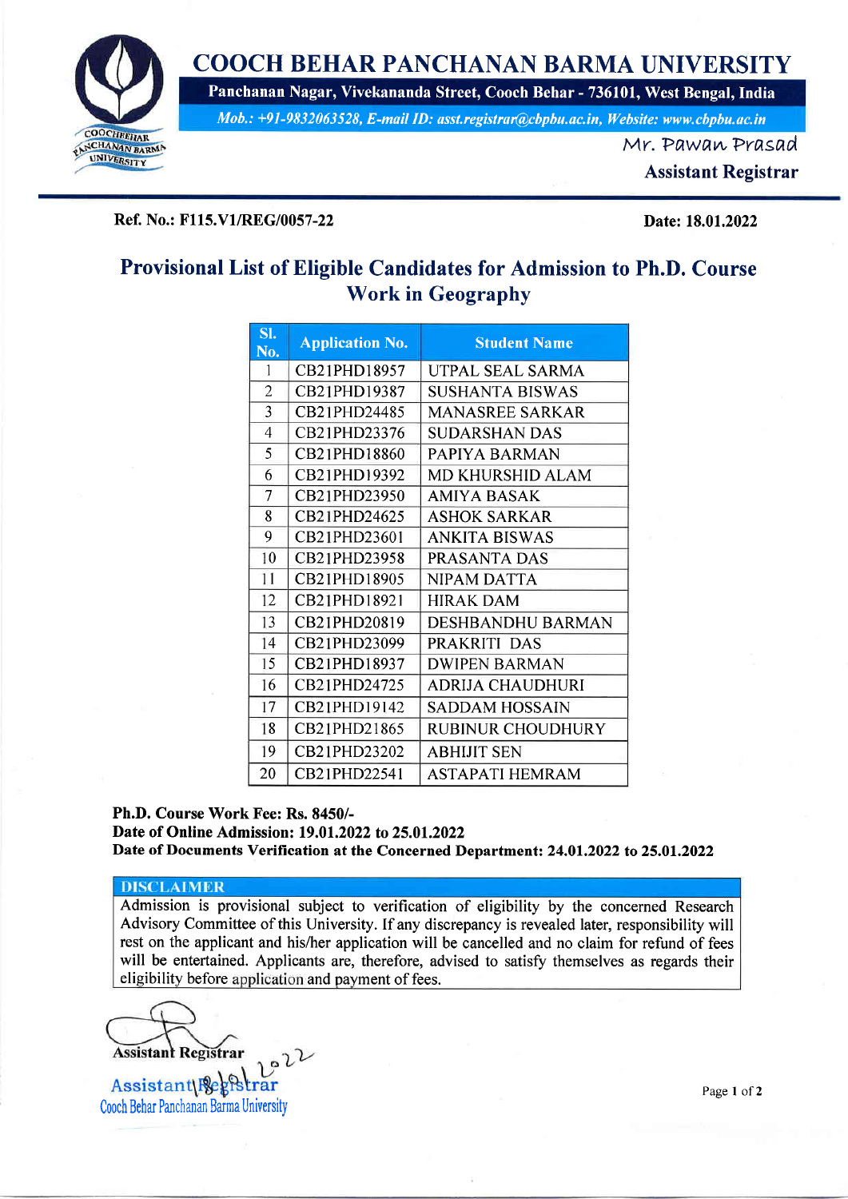# COOCH BEHAR PANCHANAN BARMA UNIVERSITY

**Panchanan Nagar, Vivekananda Street, Cooch Behar - 736101, West Bengal, India**

*Mob.: +91-9832063528, E-mail ID: asst.registrar@cbpbu.ac.in, Website: www.cbpbu.ac.in*

Mr. Pawan Prasad
**Assistant Registrar**

**Ref. No.: F115.V1/REG/0057-22** **Date: 18.01.2022**

## Provisional List of Eligible Candidates for Admission to Ph.D. Course Work in Geography

| Sl. No. | Application No. | Student Name |
|---|---|---|
| 1 | CB21PHD18957 | UTPAL SEAL SARMA |
| 2 | CB21PHD19387 | SUSHANTA BISWAS |
| 3 | CB21PHD24485 | MANASREE SARKAR |
| 4 | CB21PHD23376 | SUDARSHAN DAS |
| 5 | CB21PHD18860 | PAPIYA BARMAN |
| 6 | CB21PHD19392 | MD KHURSHID ALAM |
| 7 | CB21PHD23950 | AMIYA BASAK |
| 8 | CB21PHD24625 | ASHOK SARKAR |
| 9 | CB21PHD23601 | ANKITA BISWAS |
| 10 | CB21PHD23958 | PRASANTA DAS |
| 11 | CB21PHD18905 | NIPAM DATTA |
| 12 | CB21PHD18921 | HIRAK DAM |
| 13 | CB21PHD20819 | DESHBANDHU BARMAN |
| 14 | CB21PHD23099 | PRAKRITI DAS |
| 15 | CB21PHD18937 | DWIPEN BARMAN |
| 16 | CB21PHD24725 | ADRIJA CHAUDHURI |
| 17 | CB21PHD19142 | SADDAM HOSSAIN |
| 18 | CB21PHD21865 | RUBINUR CHOUDHURY |
| 19 | CB21PHD23202 | ABHIJIT SEN |
| 20 | CB21PHD22541 | ASTAPATI HEMRAM |

**Ph.D. Course Work Fee: Rs. 8450/-**
**Date of Online Admission: 19.01.2022 to 25.01.2022**
**Date of Documents Verification at the Concerned Department: 24.01.2022 to 25.01.2022**

**DISCLAIMER**

Admission is provisional subject to verification of eligibility by the concerned Research Advisory Committee of this University. If any discrepancy is revealed later, responsibility will rest on the applicant and his/her application will be cancelled and no claim for refund of fees will be entertained. Applicants are, therefore, advised to satisfy themselves as regards their eligibility before application and payment of fees.

**Assistant Registrar**
18/01/2022
Assistant Registrar
Cooch Behar Panchanan Barma University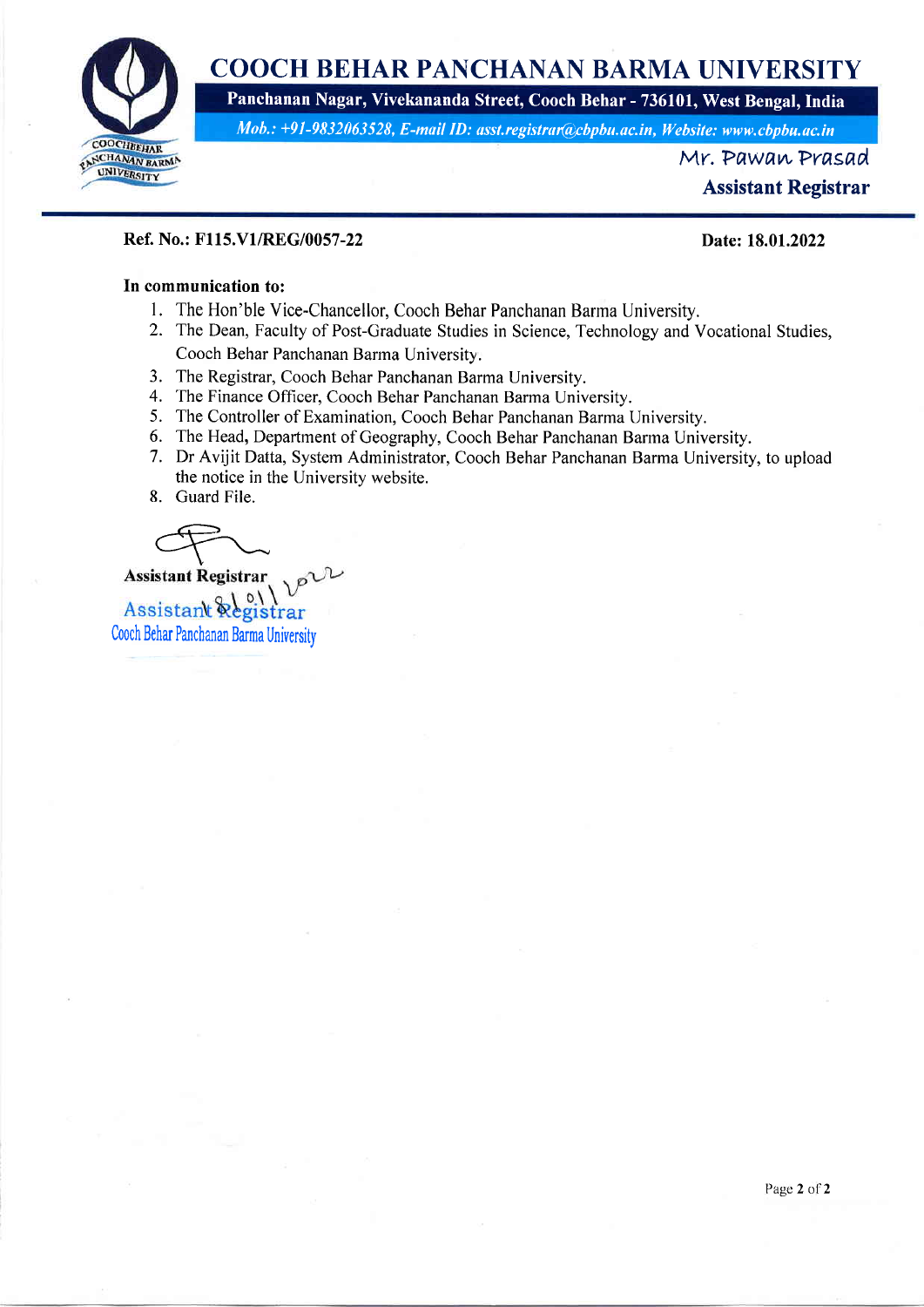# COOCH BEHAR PANCHANAN BARMA UNIVERSITY

**Panchanan Nagar, Vivekananda Street, Cooch Behar - 736101, West Bengal, India**

*Mob.: +91-9832063528, E-mail ID: asst.registrar@cbpbu.ac.in, Website: www.cbpbu.ac.in*

Mr. Pawan Prasad

**Assistant Registrar**

**Ref. No.: F115.V1/REG/0057-22** **Date: 18.01.2022**

**In communication to:**

1. The Hon'ble Vice-Chancellor, Cooch Behar Panchanan Barma University.
2. The Dean, Faculty of Post-Graduate Studies in Science, Technology and Vocational Studies, Cooch Behar Panchanan Barma University.
3. The Registrar, Cooch Behar Panchanan Barma University.
4. The Finance Officer, Cooch Behar Panchanan Barma University.
5. The Controller of Examination, Cooch Behar Panchanan Barma University.
6. The Head, Department of Geography, Cooch Behar Panchanan Barma University.
7. Dr Avijit Datta, System Administrator, Cooch Behar Panchanan Barma University, to upload the notice in the University website.
8. Guard File.

18/01/2022

**Assistant Registrar**

Assistant Registrar
Cooch Behar Panchanan Barma University